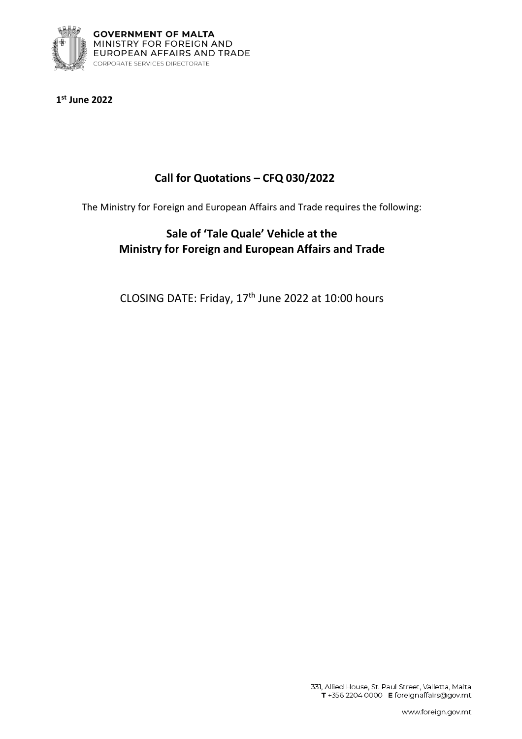**GOVERNMENT OF MALTA**
MINISTRY FOR FOREIGN AND EUROPEAN AFFAIRS AND TRADE
CORPORATE SERVICES DIRECTORATE

**1st June 2022**

## Call for Quotations – CFQ 030/2022

The Ministry for Foreign and European Affairs and Trade requires the following:

## Sale of 'Tale Quale' Vehicle at the Ministry for Foreign and European Affairs and Trade

CLOSING DATE: Friday, 17th June 2022 at 10:00 hours

331, Allied House, St. Paul Street, Valletta, Malta
**T** +356 2204 0000 **E** foreignaffairs@gov.mt

www.foreign.gov.mt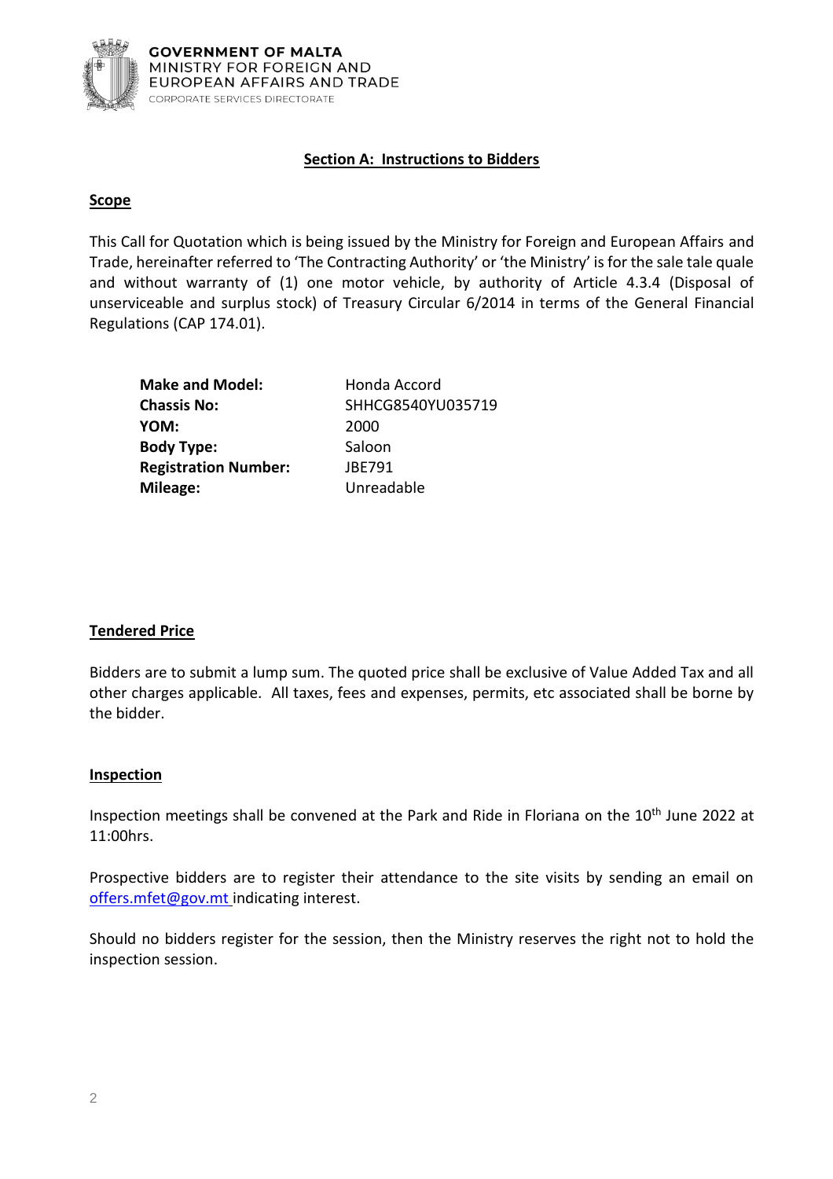GOVERNMENT OF MALTA
MINISTRY FOR FOREIGN AND EUROPEAN AFFAIRS AND TRADE
CORPORATE SERVICES DIRECTORATE

## Section A: Instructions to Bidders

### Scope

This Call for Quotation which is being issued by the Ministry for Foreign and European Affairs and Trade, hereinafter referred to 'The Contracting Authority' or 'the Ministry' is for the sale tale quale and without warranty of (1) one motor vehicle, by authority of Article 4.3.4 (Disposal of unserviceable and surplus stock) of Treasury Circular 6/2014 in terms of the General Financial Regulations (CAP 174.01).

| | |
|---|---|
| **Make and Model:** | Honda Accord |
| **Chassis No:** | SHHCG8540YU035719 |
| **YOM:** | 2000 |
| **Body Type:** | Saloon |
| **Registration Number:** | JBE791 |
| **Mileage:** | Unreadable |

### Tendered Price

Bidders are to submit a lump sum. The quoted price shall be exclusive of Value Added Tax and all other charges applicable. All taxes, fees and expenses, permits, etc associated shall be borne by the bidder.

### Inspection

Inspection meetings shall be convened at the Park and Ride in Floriana on the 10th June 2022 at 11:00hrs.

Prospective bidders are to register their attendance to the site visits by sending an email on offers.mfet@gov.mt indicating interest.

Should no bidders register for the session, then the Ministry reserves the right not to hold the inspection session.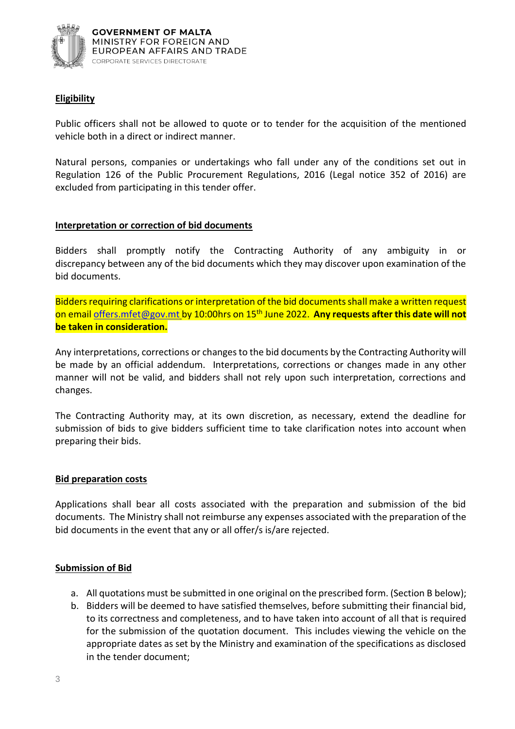### Eligibility

Public officers shall not be allowed to quote or to tender for the acquisition of the mentioned vehicle both in a direct or indirect manner.

Natural persons, companies or undertakings who fall under any of the conditions set out in Regulation 126 of the Public Procurement Regulations, 2016 (Legal notice 352 of 2016) are excluded from participating in this tender offer.

### Interpretation or correction of bid documents

Bidders shall promptly notify the Contracting Authority of any ambiguity in or discrepancy between any of the bid documents which they may discover upon examination of the bid documents.

Bidders requiring clarifications or interpretation of the bid documents shall make a written request on email offers.mfet@gov.mt by 10:00hrs on 15th June 2022. **Any requests after this date will not be taken in consideration.**

Any interpretations, corrections or changes to the bid documents by the Contracting Authority will be made by an official addendum. Interpretations, corrections or changes made in any other manner will not be valid, and bidders shall not rely upon such interpretation, corrections and changes.

The Contracting Authority may, at its own discretion, as necessary, extend the deadline for submission of bids to give bidders sufficient time to take clarification notes into account when preparing their bids.

### Bid preparation costs

Applications shall bear all costs associated with the preparation and submission of the bid documents. The Ministry shall not reimburse any expenses associated with the preparation of the bid documents in the event that any or all offer/s is/are rejected.

### Submission of Bid

a. All quotations must be submitted in one original on the prescribed form. (Section B below);
b. Bidders will be deemed to have satisfied themselves, before submitting their financial bid, to its correctness and completeness, and to have taken into account of all that is required for the submission of the quotation document. This includes viewing the vehicle on the appropriate dates as set by the Ministry and examination of the specifications as disclosed in the tender document;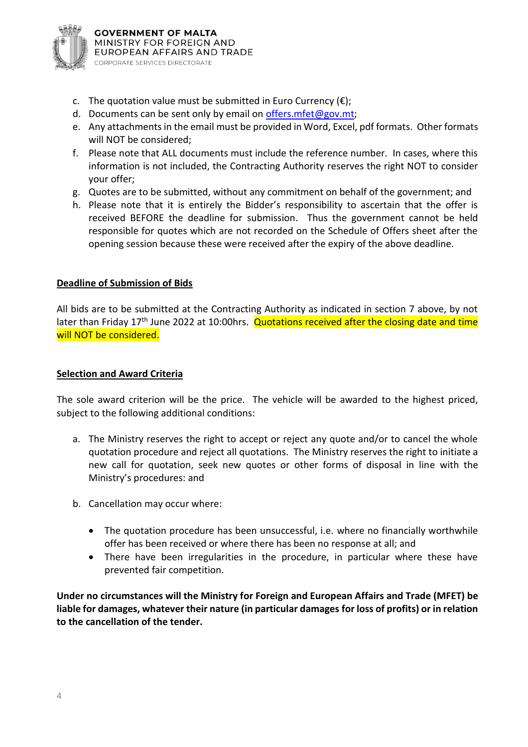c. The quotation value must be submitted in Euro Currency (€);
d. Documents can be sent only by email on offers.mfet@gov.mt;
e. Any attachments in the email must be provided in Word, Excel, pdf formats. Other formats will NOT be considered;
f. Please note that ALL documents must include the reference number. In cases, where this information is not included, the Contracting Authority reserves the right NOT to consider your offer;
g. Quotes are to be submitted, without any commitment on behalf of the government; and
h. Please note that it is entirely the Bidder's responsibility to ascertain that the offer is received BEFORE the deadline for submission. Thus the government cannot be held responsible for quotes which are not recorded on the Schedule of Offers sheet after the opening session because these were received after the expiry of the above deadline.

**Deadline of Submission of Bids**

All bids are to be submitted at the Contracting Authority as indicated in section 7 above, by not later than Friday 17th June 2022 at 10:00hrs. Quotations received after the closing date and time will NOT be considered.

**Selection and Award Criteria**

The sole award criterion will be the price. The vehicle will be awarded to the highest priced, subject to the following additional conditions:

a. The Ministry reserves the right to accept or reject any quote and/or to cancel the whole quotation procedure and reject all quotations. The Ministry reserves the right to initiate a new call for quotation, seek new quotes or other forms of disposal in line with the Ministry's procedures: and

b. Cancellation may occur where:

   - The quotation procedure has been unsuccessful, i.e. where no financially worthwhile offer has been received or where there has been no response at all; and
   - There have been irregularities in the procedure, in particular where these have prevented fair competition.

**Under no circumstances will the Ministry for Foreign and European Affairs and Trade (MFET) be liable for damages, whatever their nature (in particular damages for loss of profits) or in relation to the cancellation of the tender.**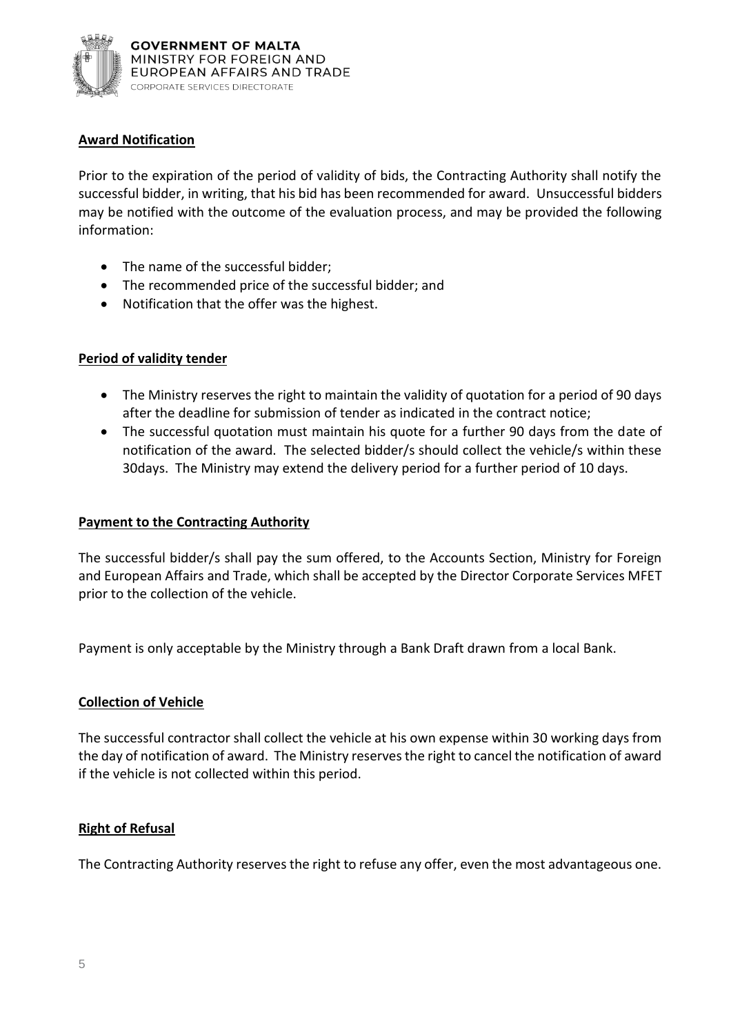## Award Notification

Prior to the expiration of the period of validity of bids, the Contracting Authority shall notify the successful bidder, in writing, that his bid has been recommended for award. Unsuccessful bidders may be notified with the outcome of the evaluation process, and may be provided the following information:

- The name of the successful bidder;
- The recommended price of the successful bidder; and
- Notification that the offer was the highest.

## Period of validity tender

- The Ministry reserves the right to maintain the validity of quotation for a period of 90 days after the deadline for submission of tender as indicated in the contract notice;
- The successful quotation must maintain his quote for a further 90 days from the date of notification of the award. The selected bidder/s should collect the vehicle/s within these 30days. The Ministry may extend the delivery period for a further period of 10 days.

## Payment to the Contracting Authority

The successful bidder/s shall pay the sum offered, to the Accounts Section, Ministry for Foreign and European Affairs and Trade, which shall be accepted by the Director Corporate Services MFET prior to the collection of the vehicle.

Payment is only acceptable by the Ministry through a Bank Draft drawn from a local Bank.

## Collection of Vehicle

The successful contractor shall collect the vehicle at his own expense within 30 working days from the day of notification of award. The Ministry reserves the right to cancel the notification of award if the vehicle is not collected within this period.

## Right of Refusal

The Contracting Authority reserves the right to refuse any offer, even the most advantageous one.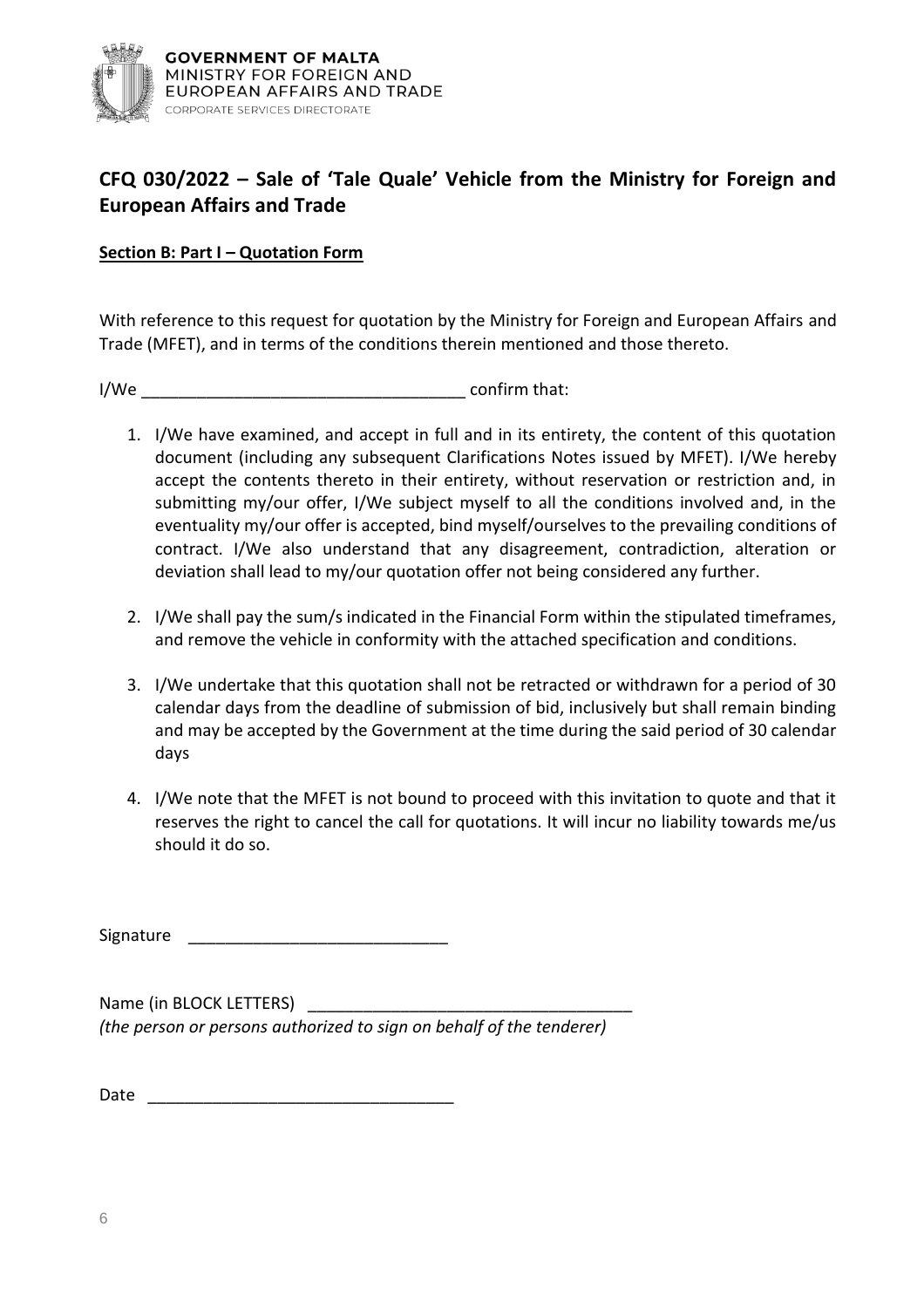## CFQ 030/2022 – Sale of 'Tale Quale' Vehicle from the Ministry for Foreign and European Affairs and Trade

**<u>Section B: Part I – Quotation Form</u>**

With reference to this request for quotation by the Ministry for Foreign and European Affairs and Trade (MFET), and in terms of the conditions therein mentioned and those thereto.

I/We ___________________________________ confirm that:

1. I/We have examined, and accept in full and in its entirety, the content of this quotation document (including any subsequent Clarifications Notes issued by MFET). I/We hereby accept the contents thereto in their entirety, without reservation or restriction and, in submitting my/our offer, I/We subject myself to all the conditions involved and, in the eventuality my/our offer is accepted, bind myself/ourselves to the prevailing conditions of contract. I/We also understand that any disagreement, contradiction, alteration or deviation shall lead to my/our quotation offer not being considered any further.

2. I/We shall pay the sum/s indicated in the Financial Form within the stipulated timeframes, and remove the vehicle in conformity with the attached specification and conditions.

3. I/We undertake that this quotation shall not be retracted or withdrawn for a period of 30 calendar days from the deadline of submission of bid, inclusively but shall remain binding and may be accepted by the Government at the time during the said period of 30 calendar days

4. I/We note that the MFET is not bound to proceed with this invitation to quote and that it reserves the right to cancel the call for quotations. It will incur no liability towards me/us should it do so.

Signature ____________________________

Name (in BLOCK LETTERS) ___________________________________
*(the person or persons authorized to sign on behalf of the tenderer)*

Date _________________________________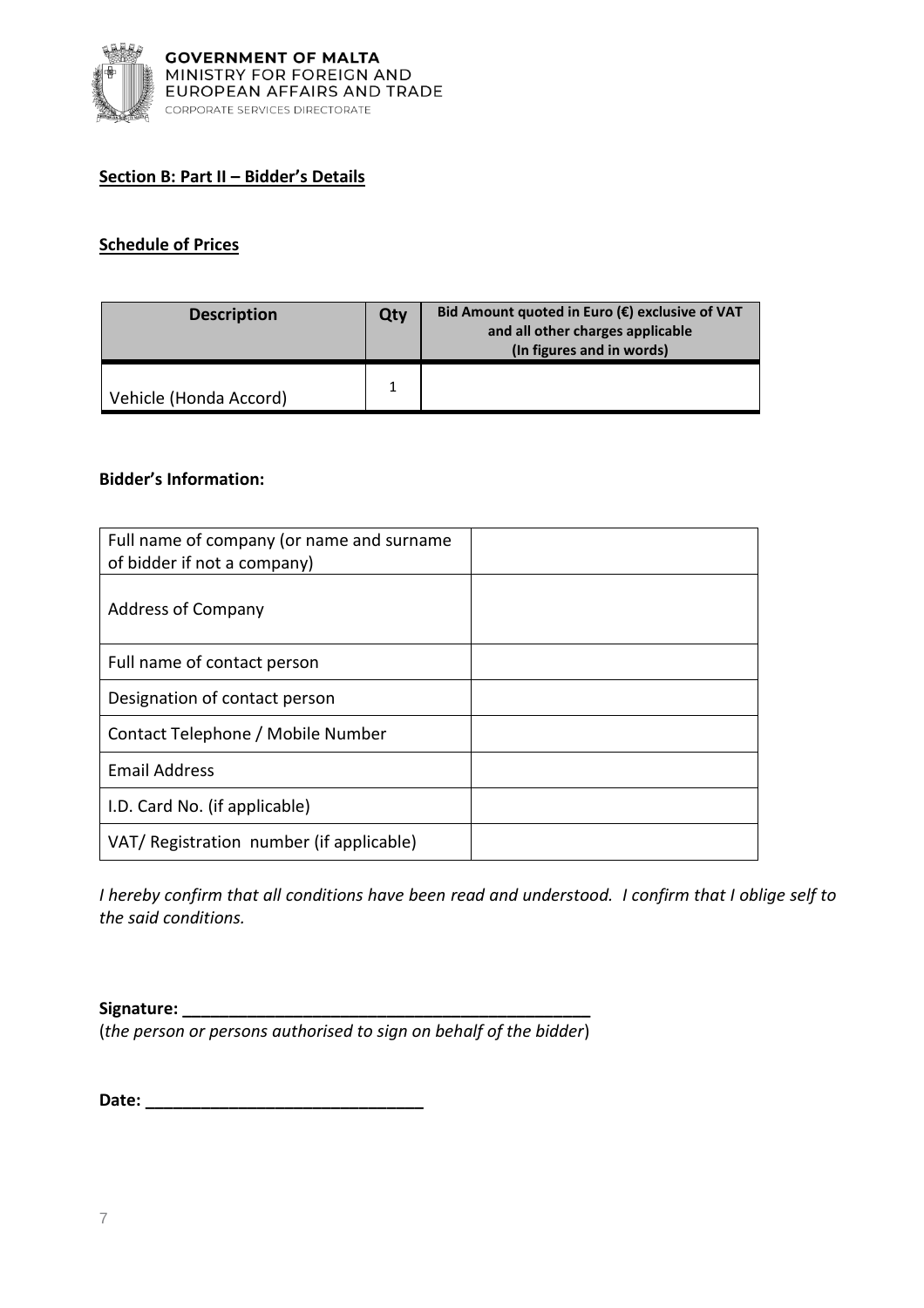**Section B: Part II – Bidder's Details**

**Schedule of Prices**

| Description | Qty | Bid Amount quoted in Euro (€) exclusive of VAT and all other charges applicable (In figures and in words) |
| --- | --- | --- |
| Vehicle (Honda Accord) | 1 | |

**Bidder's Information:**

| | |
| --- | --- |
| Full name of company (or name and surname of bidder if not a company) | |
| Address of Company | |
| Full name of contact person | |
| Designation of contact person | |
| Contact Telephone / Mobile Number | |
| Email Address | |
| I.D. Card No. (if applicable) | |
| VAT/ Registration number (if applicable) | |

*I hereby confirm that all conditions have been read and understood. I confirm that I oblige self to the said conditions.*

**Signature: _____________________________________________**
(*the person or persons authorised to sign on behalf of the bidder*)

**Date: _____________________________**